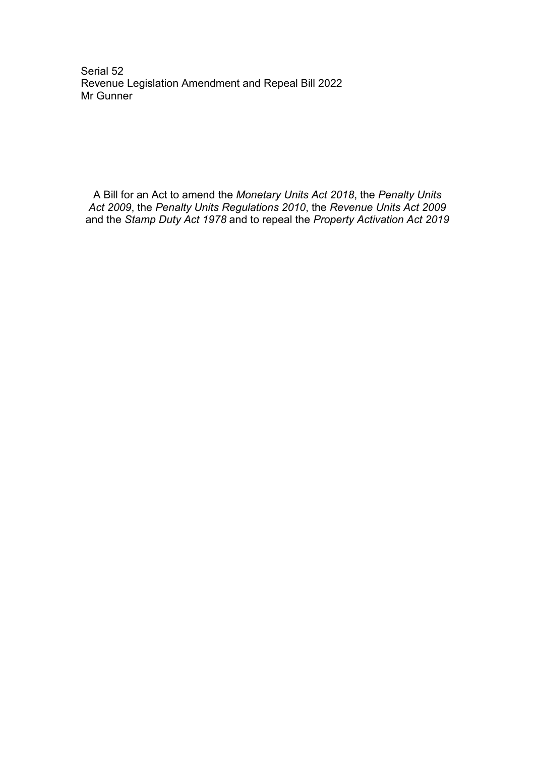Serial 52
Revenue Legislation Amendment and Repeal Bill 2022
Mr Gunner

A Bill for an Act to amend the *Monetary Units Act 2018*, the *Penalty Units Act 2009*, the *Penalty Units Regulations 2010*, the *Revenue Units Act 2009* and the *Stamp Duty Act 1978* and to repeal the *Property Activation Act 2019*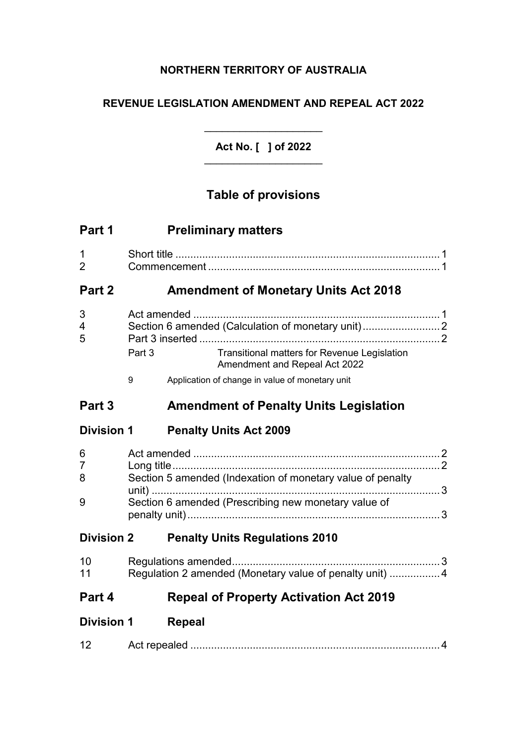**NORTHERN TERRITORY OF AUSTRALIA**

**REVENUE LEGISLATION AMENDMENT AND REPEAL ACT 2022**

---

**Act No. [ ] of 2022**

---

## Table of provisions

## Part 1 Preliminary matters

1 Short title ........................................................................................ 1
2 Commencement ............................................................................. 1

## Part 2 Amendment of Monetary Units Act 2018

3 Act amended .................................................................................. 1
4 Section 6 amended (Calculation of monetary unit) .......................... 2
5 Part 3 inserted ................................................................................ 2

Part 3 Transitional matters for Revenue Legislation Amendment and Repeal Act 2022

9 Application of change in value of monetary unit

## Part 3 Amendment of Penalty Units Legislation

### Division 1 Penalty Units Act 2009

6 Act amended .................................................................................. 2
7 Long title ......................................................................................... 2
8 Section 5 amended (Indexation of monetary value of penalty unit) ................................................................................................. 3
9 Section 6 amended (Prescribing new monetary value of penalty unit) ..................................................................................... 3

### Division 2 Penalty Units Regulations 2010

10 Regulations amended ..................................................................... 3
11 Regulation 2 amended (Monetary value of penalty unit) ................. 4

## Part 4 Repeal of Property Activation Act 2019

### Division 1 Repeal

12 Act repealed .................................................................................... 4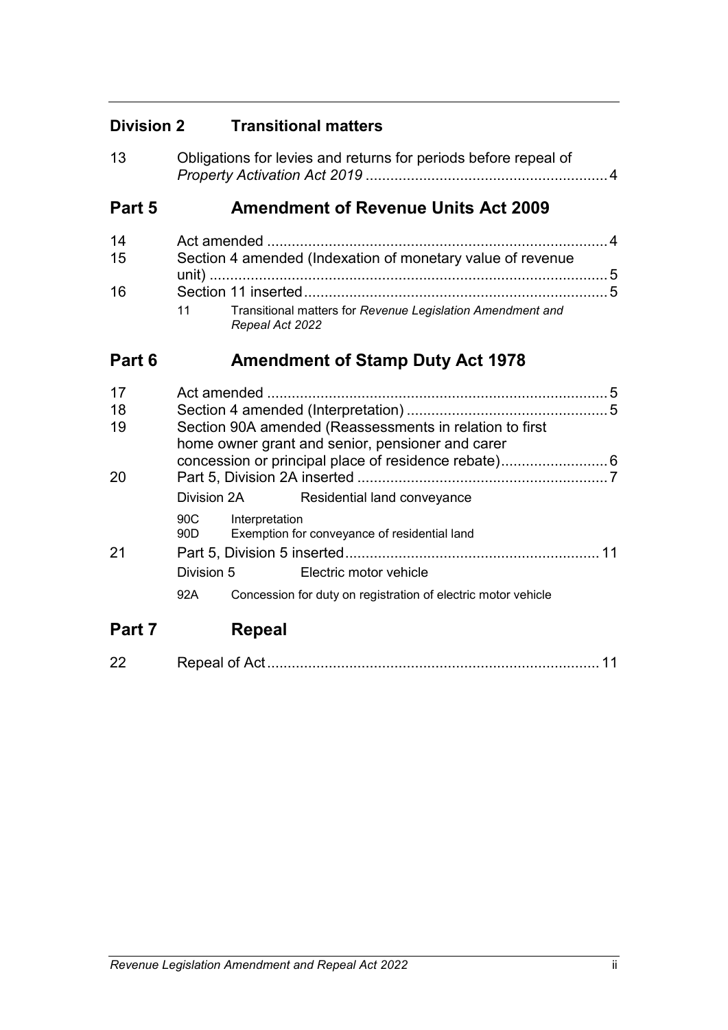## Division 2 Transitional matters

| | | |
|---|---|---|
| 13 | Obligations for levies and returns for periods before repeal of *Property Activation Act 2019* | 4 |

## Part 5 Amendment of Revenue Units Act 2009

| | | |
|---|---|---|
| 14 | Act amended | 4 |
| 15 | Section 4 amended (Indexation of monetary value of revenue unit) | 5 |
| 16 | Section 11 inserted | 5 |
| | 11 Transitional matters for *Revenue Legislation Amendment and Repeal Act 2022* | |

## Part 6 Amendment of Stamp Duty Act 1978

| | | |
|---|---|---|
| 17 | Act amended | 5 |
| 18 | Section 4 amended (Interpretation) | 5 |
| 19 | Section 90A amended (Reassessments in relation to first home owner grant and senior, pensioner and carer concession or principal place of residence rebate) | 6 |
| 20 | Part 5, Division 2A inserted | 7 |
| | Division 2A Residential land conveyance | |
| | 90C Interpretation | |
| | 90D Exemption for conveyance of residential land | |
| 21 | Part 5, Division 5 inserted | 11 |
| | Division 5 Electric motor vehicle | |
| | 92A Concession for duty on registration of electric motor vehicle | |

## Part 7 Repeal

| | | |
|---|---|---|
| 22 | Repeal of Act | 11 |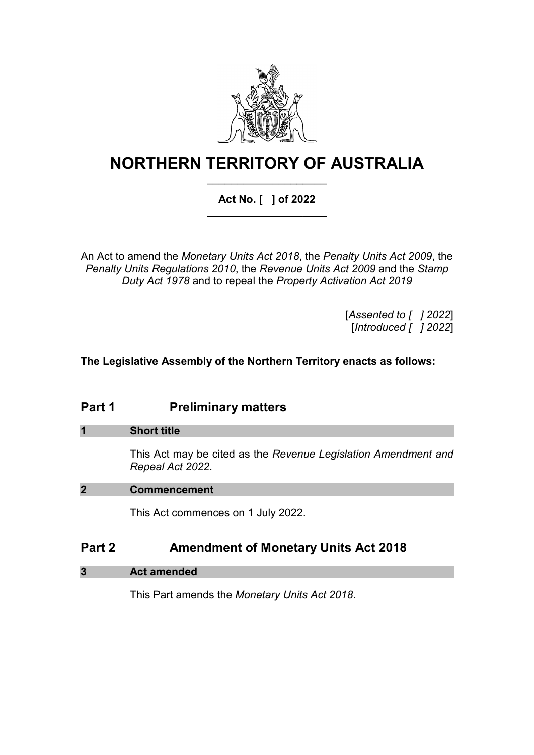# NORTHERN TERRITORY OF AUSTRALIA

**Act No. [ ] of 2022**

An Act to amend the *Monetary Units Act 2018*, the *Penalty Units Act 2009*, the *Penalty Units Regulations 2010*, the *Revenue Units Act 2009* and the *Stamp Duty Act 1978* and to repeal the *Property Activation Act 2019*

[*Assented to [ ] 2022*]
[*Introduced [ ] 2022*]

**The Legislative Assembly of the Northern Territory enacts as follows:**

## Part 1 Preliminary matters

### 1 Short title

This Act may be cited as the *Revenue Legislation Amendment and Repeal Act 2022*.

### 2 Commencement

This Act commences on 1 July 2022.

## Part 2 Amendment of Monetary Units Act 2018

### 3 Act amended

This Part amends the *Monetary Units Act 2018*.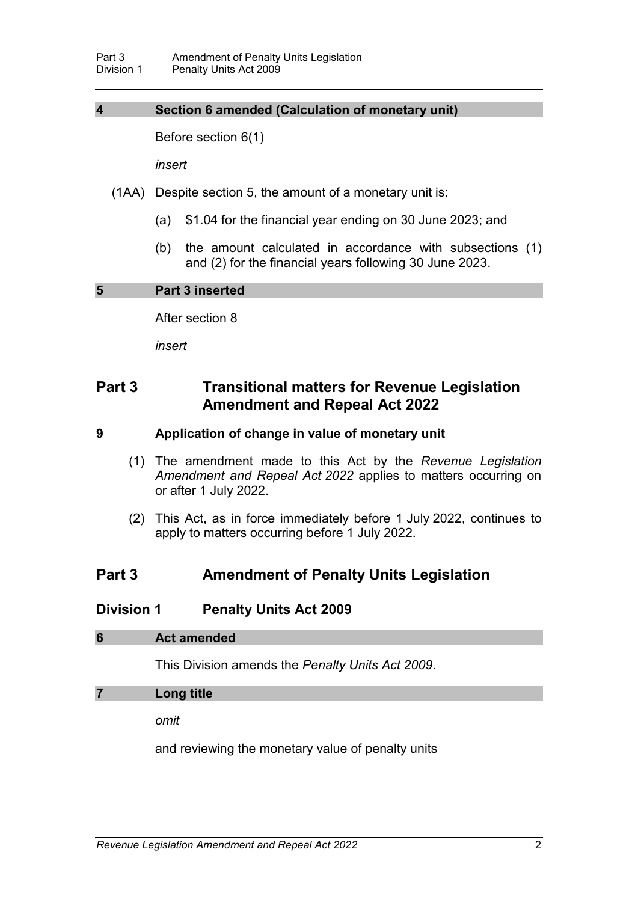**4 Section 6 amended (Calculation of monetary unit)**

Before section 6(1)

*insert*

(1AA) Despite section 5, the amount of a monetary unit is:

(a) $1.04 for the financial year ending on 30 June 2023; and

(b) the amount calculated in accordance with subsections (1) and (2) for the financial years following 30 June 2023.

**5 Part 3 inserted**

After section 8

*insert*

## Part 3 Transitional matters for Revenue Legislation Amendment and Repeal Act 2022

### 9 Application of change in value of monetary unit

(1) The amendment made to this Act by the *Revenue Legislation Amendment and Repeal Act 2022* applies to matters occurring on or after 1 July 2022.

(2) This Act, as in force immediately before 1 July 2022, continues to apply to matters occurring before 1 July 2022.

## Part 3 Amendment of Penalty Units Legislation

### Division 1 Penalty Units Act 2009

**6 Act amended**

This Division amends the *Penalty Units Act 2009*.

**7 Long title**

*omit*

and reviewing the monetary value of penalty units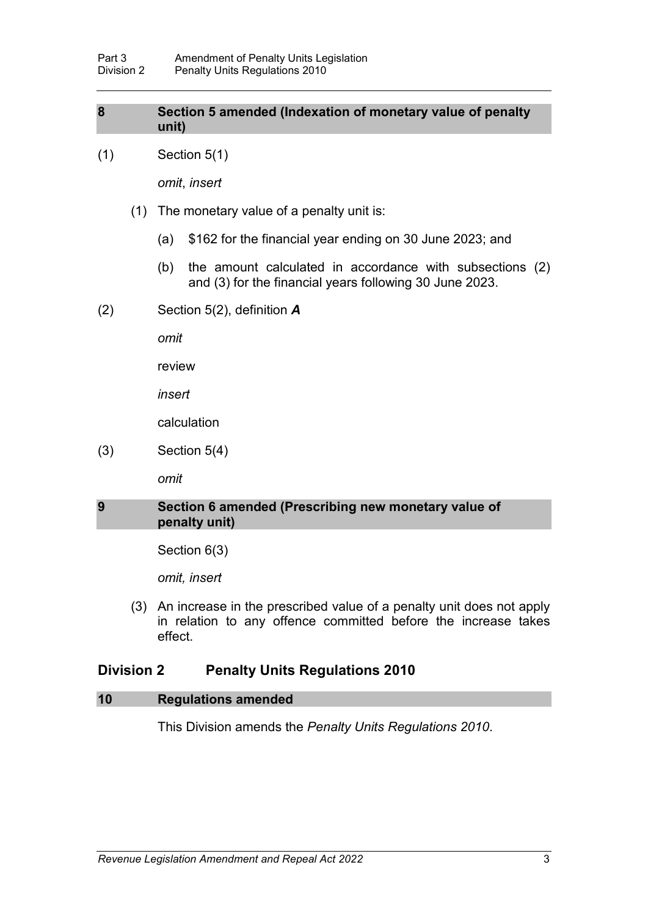### 8 Section 5 amended (Indexation of monetary value of penalty unit)

(1) Section 5(1)

*omit*, *insert*

(1) The monetary value of a penalty unit is:

(a) $162 for the financial year ending on 30 June 2023; and

(b) the amount calculated in accordance with subsections (2) and (3) for the financial years following 30 June 2023.

(2) Section 5(2), definition ***A***

*omit*

review

*insert*

calculation

(3) Section 5(4)

*omit*

### 9 Section 6 amended (Prescribing new monetary value of penalty unit)

Section 6(3)

*omit, insert*

(3) An increase in the prescribed value of a penalty unit does not apply in relation to any offence committed before the increase takes effect.

## Division 2 Penalty Units Regulations 2010

### 10 Regulations amended

This Division amends the *Penalty Units Regulations 2010*.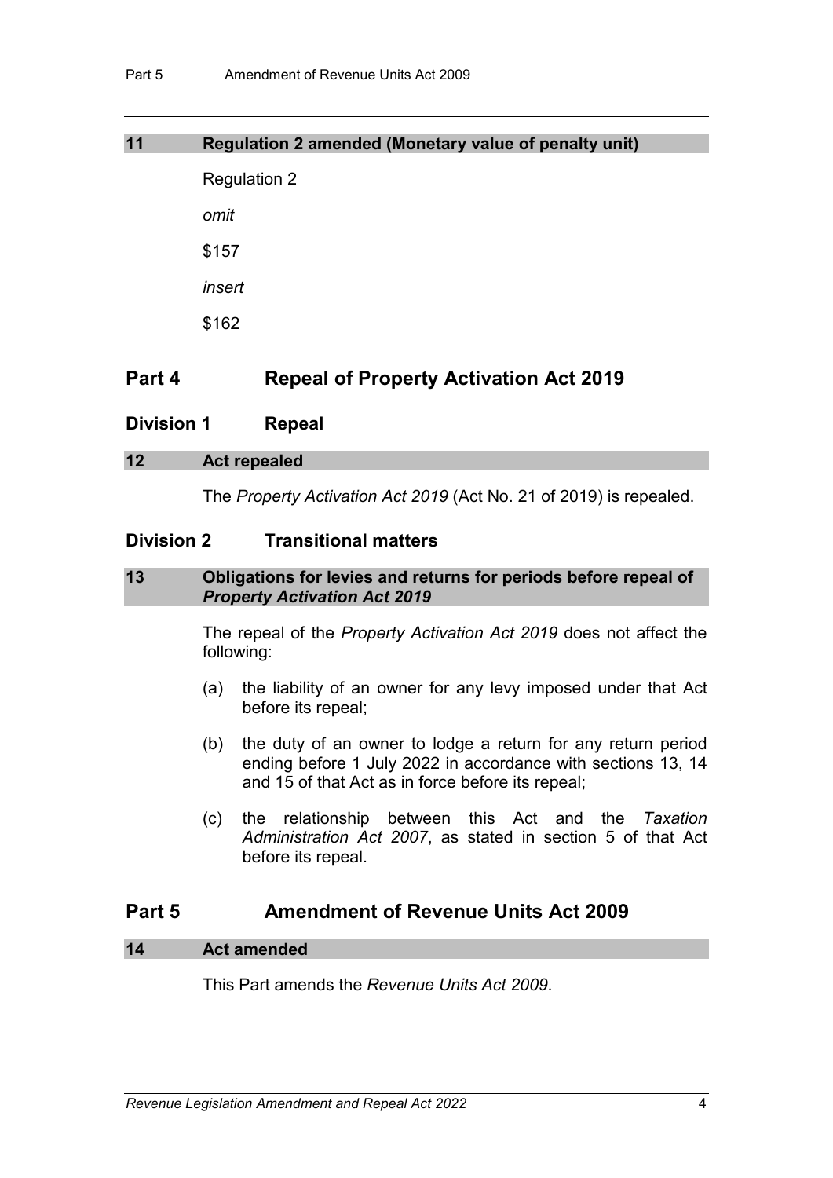### 11 Regulation 2 amended (Monetary value of penalty unit)

Regulation 2

*omit*

$157

*insert*

$162

# Part 4 Repeal of Property Activation Act 2019

## Division 1 Repeal

### 12 Act repealed

The *Property Activation Act 2019* (Act No. 21 of 2019) is repealed.

## Division 2 Transitional matters

### 13 Obligations for levies and returns for periods before repeal of *Property Activation Act 2019*

The repeal of the *Property Activation Act 2019* does not affect the following:

(a) the liability of an owner for any levy imposed under that Act before its repeal;

(b) the duty of an owner to lodge a return for any return period ending before 1 July 2022 in accordance with sections 13, 14 and 15 of that Act as in force before its repeal;

(c) the relationship between this Act and the *Taxation Administration Act 2007*, as stated in section 5 of that Act before its repeal.

# Part 5 Amendment of Revenue Units Act 2009

### 14 Act amended

This Part amends the *Revenue Units Act 2009*.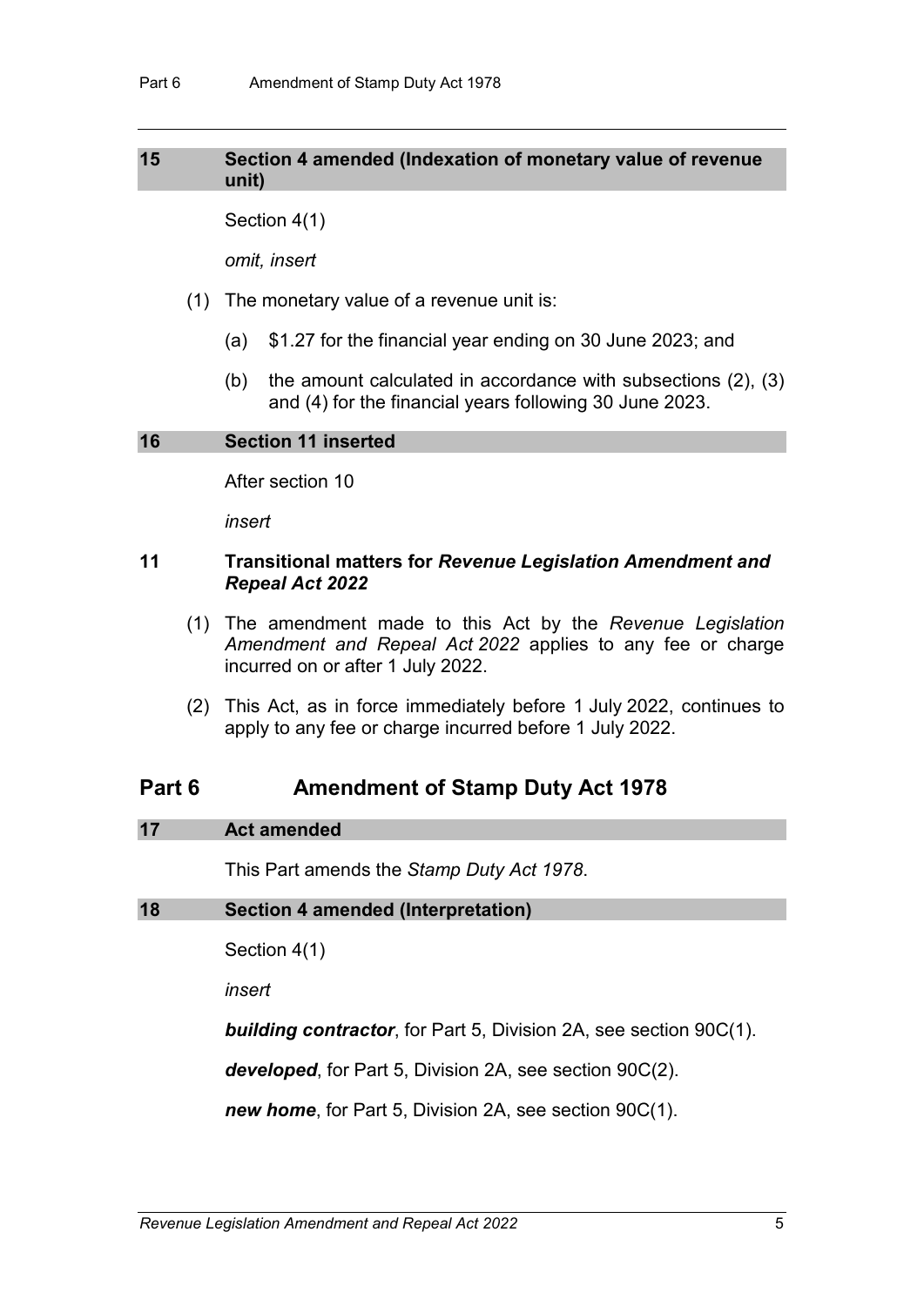### 15 Section 4 amended (Indexation of monetary value of revenue unit)

Section 4(1)

*omit, insert*

(1) The monetary value of a revenue unit is:

(a) $1.27 for the financial year ending on 30 June 2023; and

(b) the amount calculated in accordance with subsections (2), (3) and (4) for the financial years following 30 June 2023.

### 16 Section 11 inserted

After section 10

*insert*

### 11 Transitional matters for *Revenue Legislation Amendment and Repeal Act 2022*

(1) The amendment made to this Act by the *Revenue Legislation Amendment and Repeal Act 2022* applies to any fee or charge incurred on or after 1 July 2022.

(2) This Act, as in force immediately before 1 July 2022, continues to apply to any fee or charge incurred before 1 July 2022.

## Part 6 Amendment of Stamp Duty Act 1978

### 17 Act amended

This Part amends the *Stamp Duty Act 1978*.

### 18 Section 4 amended (Interpretation)

Section 4(1)

*insert*

***building contractor***, for Part 5, Division 2A, see section 90C(1).

***developed***, for Part 5, Division 2A, see section 90C(2).

***new home***, for Part 5, Division 2A, see section 90C(1).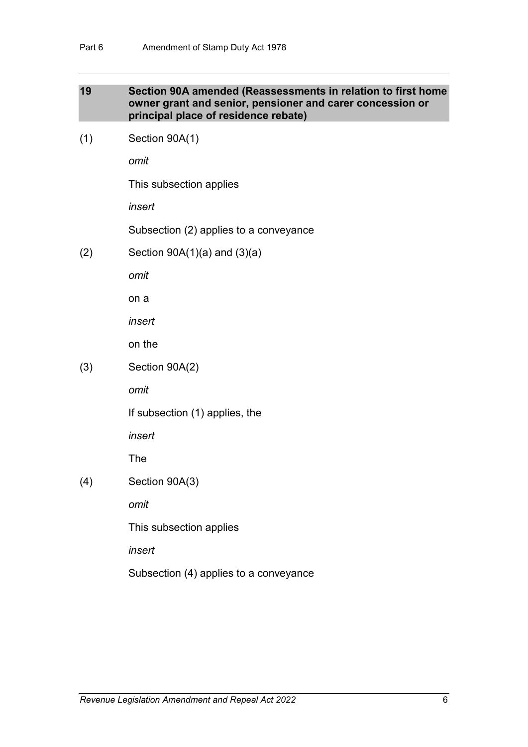## 19 Section 90A amended (Reassessments in relation to first home owner grant and senior, pensioner and carer concession or principal place of residence rebate)

(1) Section 90A(1)

*omit*

This subsection applies

*insert*

Subsection (2) applies to a conveyance

(2) Section 90A(1)(a) and (3)(a)

*omit*

on a

*insert*

on the

(3) Section 90A(2)

*omit*

If subsection (1) applies, the

*insert*

The

(4) Section 90A(3)

*omit*

This subsection applies

*insert*

Subsection (4) applies to a conveyance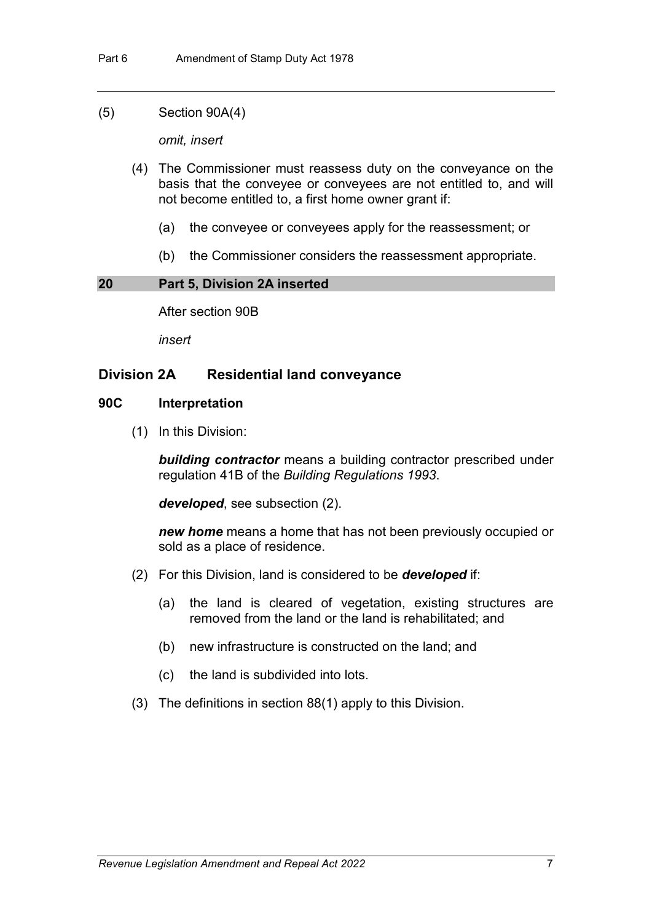(5) Section 90A(4)

*omit, insert*

(4) The Commissioner must reassess duty on the conveyance on the basis that the conveyee or conveyees are not entitled to, and will not become entitled to, a first home owner grant if:

(a) the conveyee or conveyees apply for the reassessment; or

(b) the Commissioner considers the reassessment appropriate.

**20 Part 5, Division 2A inserted**

After section 90B

*insert*

## Division 2A Residential land conveyance

### 90C Interpretation

(1) In this Division:

***building contractor*** means a building contractor prescribed under regulation 41B of the *Building Regulations 1993*.

***developed***, see subsection (2).

***new home*** means a home that has not been previously occupied or sold as a place of residence.

(2) For this Division, land is considered to be ***developed*** if:

(a) the land is cleared of vegetation, existing structures are removed from the land or the land is rehabilitated; and

(b) new infrastructure is constructed on the land; and

(c) the land is subdivided into lots.

(3) The definitions in section 88(1) apply to this Division.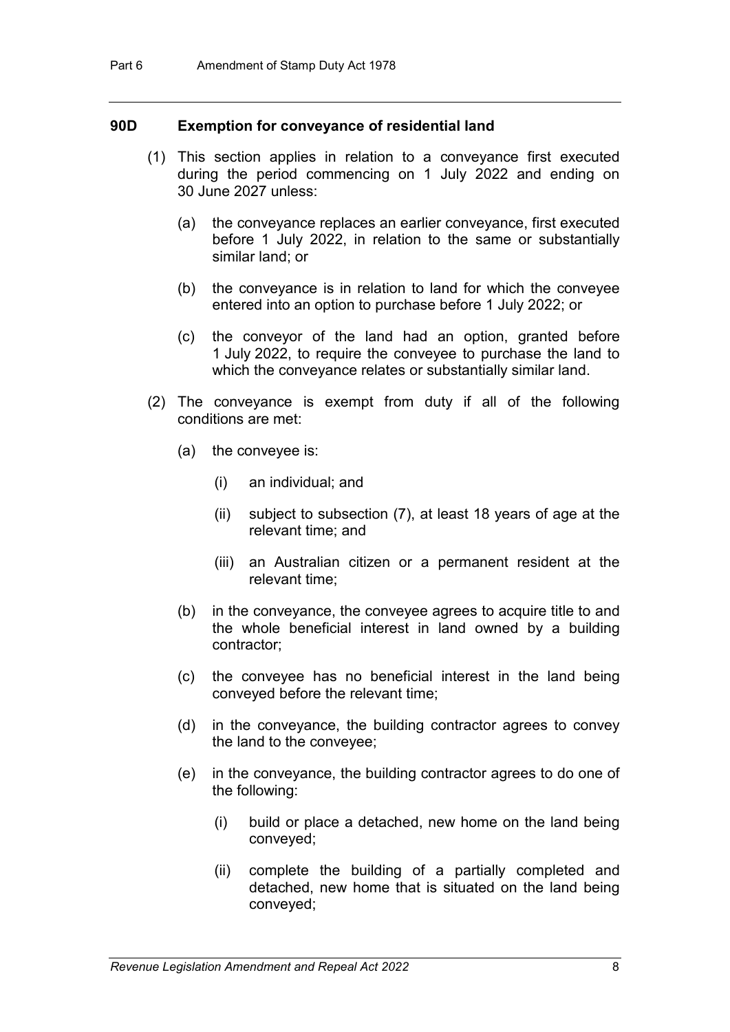#### 90D Exemption for conveyance of residential land

(1) This section applies in relation to a conveyance first executed during the period commencing on 1 July 2022 and ending on 30 June 2027 unless:

(a) the conveyance replaces an earlier conveyance, first executed before 1 July 2022, in relation to the same or substantially similar land; or

(b) the conveyance is in relation to land for which the conveyee entered into an option to purchase before 1 July 2022; or

(c) the conveyor of the land had an option, granted before 1 July 2022, to require the conveyee to purchase the land to which the conveyance relates or substantially similar land.

(2) The conveyance is exempt from duty if all of the following conditions are met:

(a) the conveyee is:

(i) an individual; and

(ii) subject to subsection (7), at least 18 years of age at the relevant time; and

(iii) an Australian citizen or a permanent resident at the relevant time;

(b) in the conveyance, the conveyee agrees to acquire title to and the whole beneficial interest in land owned by a building contractor;

(c) the conveyee has no beneficial interest in the land being conveyed before the relevant time;

(d) in the conveyance, the building contractor agrees to convey the land to the conveyee;

(e) in the conveyance, the building contractor agrees to do one of the following:

(i) build or place a detached, new home on the land being conveyed;

(ii) complete the building of a partially completed and detached, new home that is situated on the land being conveyed;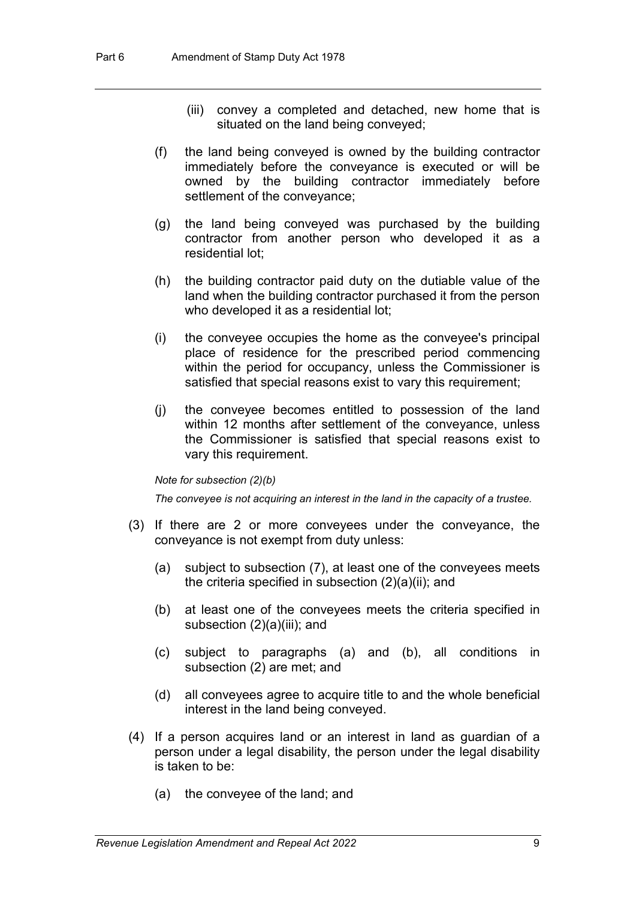(iii) convey a completed and detached, new home that is situated on the land being conveyed;

(f) the land being conveyed is owned by the building contractor immediately before the conveyance is executed or will be owned by the building contractor immediately before settlement of the conveyance;

(g) the land being conveyed was purchased by the building contractor from another person who developed it as a residential lot;

(h) the building contractor paid duty on the dutiable value of the land when the building contractor purchased it from the person who developed it as a residential lot;

(i) the conveyee occupies the home as the conveyee's principal place of residence for the prescribed period commencing within the period for occupancy, unless the Commissioner is satisfied that special reasons exist to vary this requirement;

(j) the conveyee becomes entitled to possession of the land within 12 months after settlement of the conveyance, unless the Commissioner is satisfied that special reasons exist to vary this requirement.

*Note for subsection (2)(b)*

*The conveyee is not acquiring an interest in the land in the capacity of a trustee.*

(3) If there are 2 or more conveyees under the conveyance, the conveyance is not exempt from duty unless:

(a) subject to subsection (7), at least one of the conveyees meets the criteria specified in subsection (2)(a)(ii); and

(b) at least one of the conveyees meets the criteria specified in subsection (2)(a)(iii); and

(c) subject to paragraphs (a) and (b), all conditions in subsection (2) are met; and

(d) all conveyees agree to acquire title to and the whole beneficial interest in the land being conveyed.

(4) If a person acquires land or an interest in land as guardian of a person under a legal disability, the person under the legal disability is taken to be:

(a) the conveyee of the land; and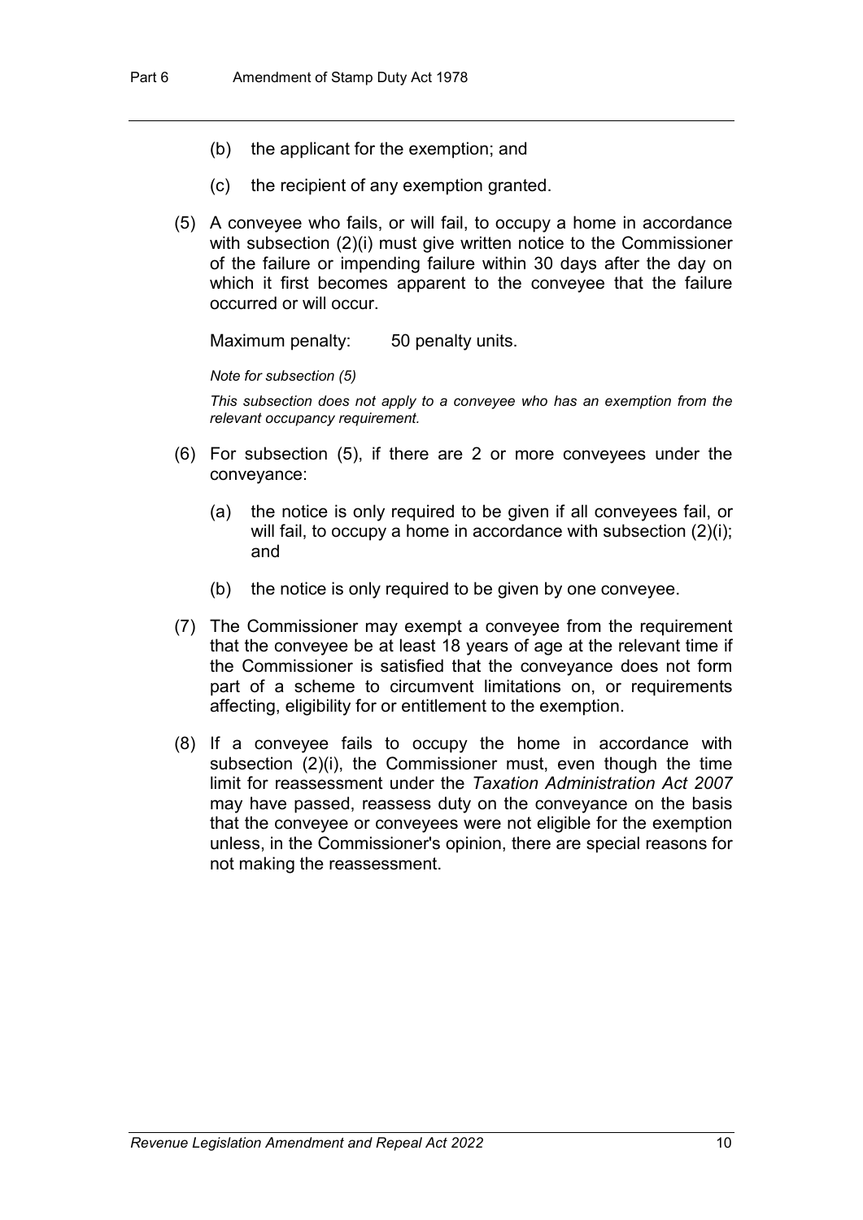(b) the applicant for the exemption; and

(c) the recipient of any exemption granted.

(5) A conveyee who fails, or will fail, to occupy a home in accordance with subsection (2)(i) must give written notice to the Commissioner of the failure or impending failure within 30 days after the day on which it first becomes apparent to the conveyee that the failure occurred or will occur.

Maximum penalty: 50 penalty units.

*Note for subsection (5)*

*This subsection does not apply to a conveyee who has an exemption from the relevant occupancy requirement.*

(6) For subsection (5), if there are 2 or more conveyees under the conveyance:

(a) the notice is only required to be given if all conveyees fail, or will fail, to occupy a home in accordance with subsection (2)(i); and

(b) the notice is only required to be given by one conveyee.

(7) The Commissioner may exempt a conveyee from the requirement that the conveyee be at least 18 years of age at the relevant time if the Commissioner is satisfied that the conveyance does not form part of a scheme to circumvent limitations on, or requirements affecting, eligibility for or entitlement to the exemption.

(8) If a conveyee fails to occupy the home in accordance with subsection (2)(i), the Commissioner must, even though the time limit for reassessment under the *Taxation Administration Act 2007* may have passed, reassess duty on the conveyance on the basis that the conveyee or conveyees were not eligible for the exemption unless, in the Commissioner's opinion, there are special reasons for not making the reassessment.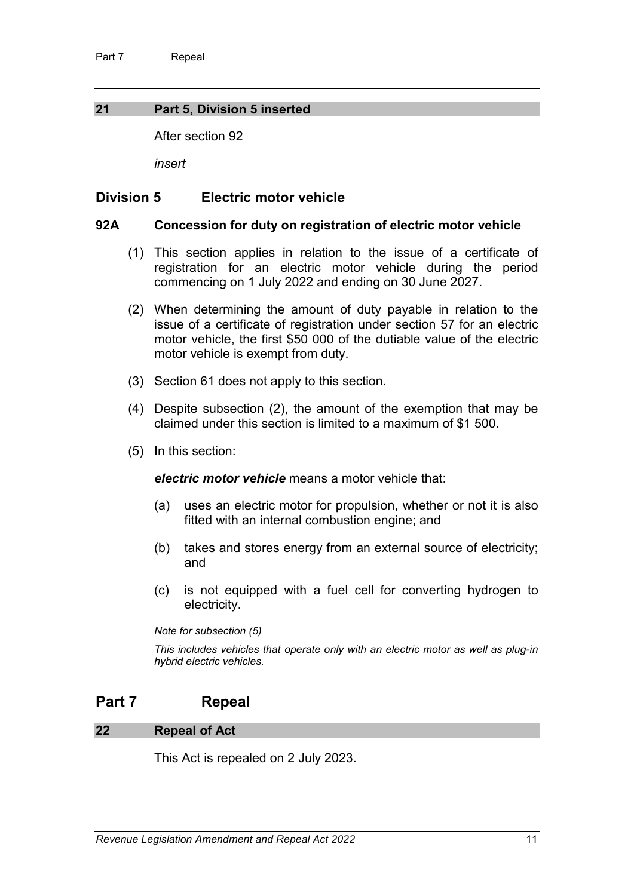## 21 Part 5, Division 5 inserted

After section 92

*insert*

### Division 5 Electric motor vehicle

#### 92A Concession for duty on registration of electric motor vehicle

(1) This section applies in relation to the issue of a certificate of registration for an electric motor vehicle during the period commencing on 1 July 2022 and ending on 30 June 2027.

(2) When determining the amount of duty payable in relation to the issue of a certificate of registration under section 57 for an electric motor vehicle, the first $50 000 of the dutiable value of the electric motor vehicle is exempt from duty.

(3) Section 61 does not apply to this section.

(4) Despite subsection (2), the amount of the exemption that may be claimed under this section is limited to a maximum of $1 500.

(5) In this section:

***electric motor vehicle*** means a motor vehicle that:

(a) uses an electric motor for propulsion, whether or not it is also fitted with an internal combustion engine; and

(b) takes and stores energy from an external source of electricity; and

(c) is not equipped with a fuel cell for converting hydrogen to electricity.

*Note for subsection (5)*

*This includes vehicles that operate only with an electric motor as well as plug-in hybrid electric vehicles.*

# Part 7 Repeal

## 22 Repeal of Act

This Act is repealed on 2 July 2023.